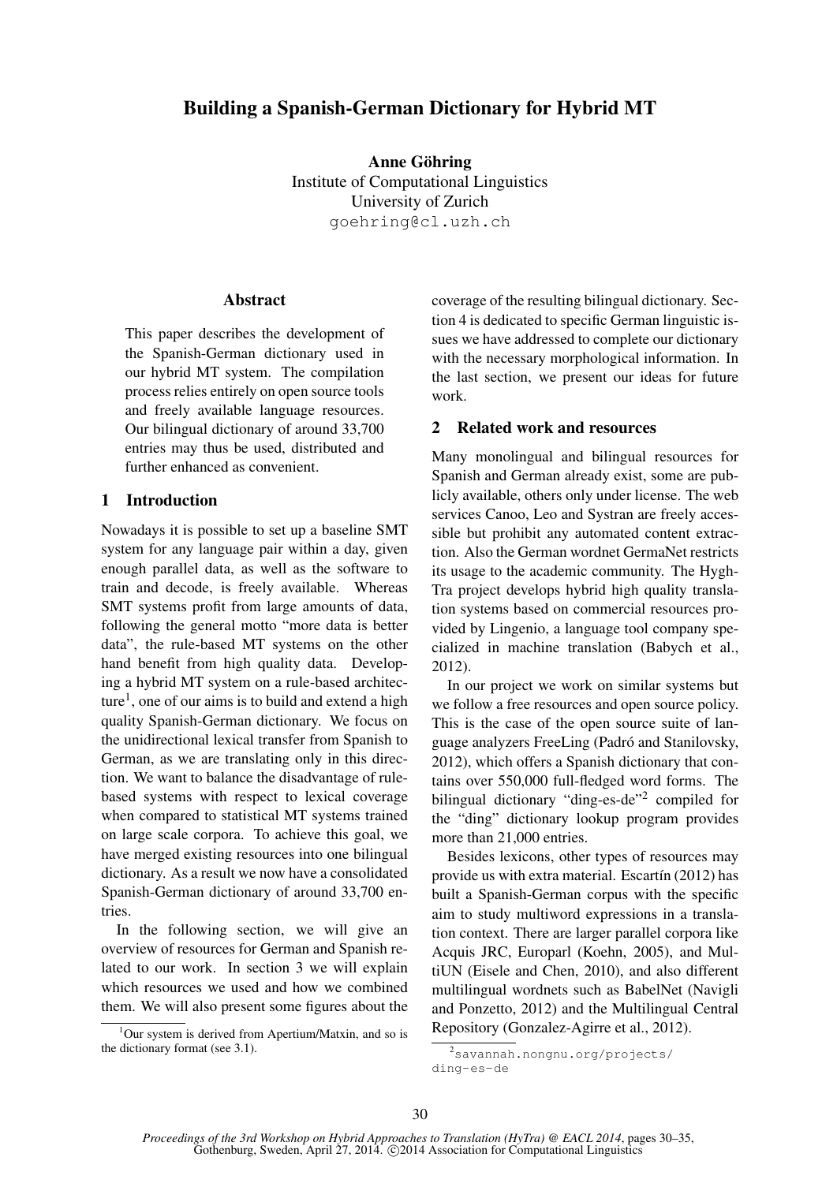# Building a Spanish-German Dictionary for Hybrid MT

**Anne Göhring**
Institute of Computational Linguistics
University of Zurich
goehring@cl.uzh.ch

## Abstract

This paper describes the development of the Spanish-German dictionary used in our hybrid MT system. The compilation process relies entirely on open source tools and freely available language resources. Our bilingual dictionary of around 33,700 entries may thus be used, distributed and further enhanced as convenient.

## 1 Introduction

Nowadays it is possible to set up a baseline SMT system for any language pair within a day, given enough parallel data, as well as the software to train and decode, is freely available. Whereas SMT systems profit from large amounts of data, following the general motto "more data is better data", the rule-based MT systems on the other hand benefit from high quality data. Developing a hybrid MT system on a rule-based architecture[1], one of our aims is to build and extend a high quality Spanish-German dictionary. We focus on the unidirectional lexical transfer from Spanish to German, as we are translating only in this direction. We want to balance the disadvantage of rule-based systems with respect to lexical coverage when compared to statistical MT systems trained on large scale corpora. To achieve this goal, we have merged existing resources into one bilingual dictionary. As a result we now have a consolidated Spanish-German dictionary of around 33,700 entries.

In the following section, we will give an overview of resources for German and Spanish related to our work. In section 3 we will explain which resources we used and how we combined them. We will also present some figures about the coverage of the resulting bilingual dictionary. Section 4 is dedicated to specific German linguistic issues we have addressed to complete our dictionary with the necessary morphological information. In the last section, we present our ideas for future work.

[1]Our system is derived from Apertium/Matxin, and so is the dictionary format (see 3.1).

## 2 Related work and resources

Many monolingual and bilingual resources for Spanish and German already exist, some are publicly available, others only under license. The web services Canoo, Leo and Systran are freely accessible but prohibit any automated content extraction. Also the German wordnet GermaNet restricts its usage to the academic community. The HyghTra project develops hybrid high quality translation systems based on commercial resources provided by Lingenio, a language tool company specialized in machine translation (Babych et al., 2012).

In our project we work on similar systems but we follow a free resources and open source policy. This is the case of the open source suite of language analyzers FreeLing (Padró and Stanilovsky, 2012), which offers a Spanish dictionary that contains over 550,000 full-fledged word forms. The bilingual dictionary "ding-es-de"[2] compiled for the "ding" dictionary lookup program provides more than 21,000 entries.

Besides lexicons, other types of resources may provide us with extra material. Escartín (2012) has built a Spanish-German corpus with the specific aim to study multiword expressions in a translation context. There are larger parallel corpora like Acquis JRC, Europarl (Koehn, 2005), and MultiUN (Eisele and Chen, 2010), and also different multilingual wordnets such as BabelNet (Navigli and Ponzetto, 2012) and the Multilingual Central Repository (Gonzalez-Agirre et al., 2012).

[2]savannah.nongnu.org/projects/ding-es-de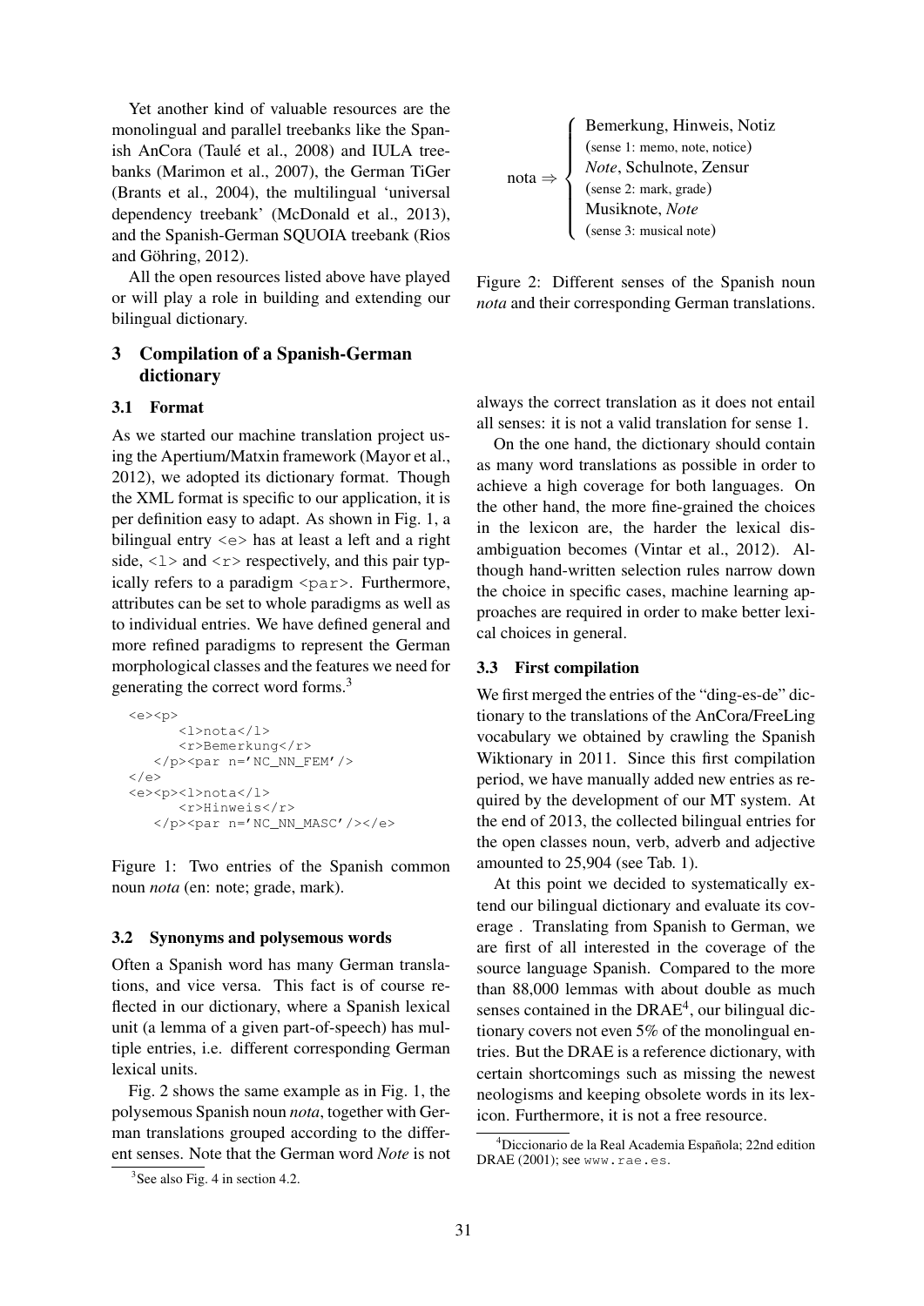Yet another kind of valuable resources are the monolingual and parallel treebanks like the Spanish AnCora (Taulé et al., 2008) and IULA treebanks (Marimon et al., 2007), the German TiGer (Brants et al., 2004), the multilingual 'universal dependency treebank' (McDonald et al., 2013), and the Spanish-German SQUOIA treebank (Rios and Göhring, 2012).

All the open resources listed above have played or will play a role in building and extending our bilingual dictionary.

## 3 Compilation of a Spanish-German dictionary

### 3.1 Format

As we started our machine translation project using the Apertium/Matxin framework (Mayor et al., 2012), we adopted its dictionary format. Though the XML format is specific to our application, it is per definition easy to adapt. As shown in Fig. 1, a bilingual entry `<e>` has at least a left and a right side, `<l>` and `<r>` respectively, and this pair typically refers to a paradigm `<par>`. Furthermore, attributes can be set to whole paradigms as well as to individual entries. We have defined general and more refined paradigms to represent the German morphological classes and the features we need for generating the correct word forms.[3]

```
<e><p>
      <l>nota</l>
      <r>Bemerkung</r>
   </p><par n='NC_NN_FEM'/>
</e>
<e><p><l>nota</l>
      <r>Hinweis</r>
   </p><par n='NC_NN_MASC'/></e>
```

Figure 1: Two entries of the Spanish common noun *nota* (en: note; grade, mark).

### 3.2 Synonyms and polysemous words

Often a Spanish word has many German translations, and vice versa. This fact is of course reflected in our dictionary, where a Spanish lexical unit (a lemma of a given part-of-speech) has multiple entries, i.e. different corresponding German lexical units.

Fig. 2 shows the same example as in Fig. 1, the polysemous Spanish noun *nota*, together with German translations grouped according to the different senses. Note that the German word *Note* is not always the correct translation as it does not entail all senses: it is not a valid translation for sense 1.

nota ⇒
- Bemerkung, Hinweis, Notiz (sense 1: memo, note, notice)
- *Note*, Schulnote, Zensur (sense 2: mark, grade)
- Musiknote, *Note* (sense 3: musical note)

Figure 2: Different senses of the Spanish noun *nota* and their corresponding German translations.

On the one hand, the dictionary should contain as many word translations as possible in order to achieve a high coverage for both languages. On the other hand, the more fine-grained the choices in the lexicon are, the harder the lexical disambiguation becomes (Vintar et al., 2012). Although hand-written selection rules narrow down the choice in specific cases, machine learning approaches are required in order to make better lexical choices in general.

### 3.3 First compilation

We first merged the entries of the "ding-es-de" dictionary to the translations of the AnCora/FreeLing vocabulary we obtained by crawling the Spanish Wiktionary in 2011. Since this first compilation period, we have manually added new entries as required by the development of our MT system. At the end of 2013, the collected bilingual entries for the open classes noun, verb, adverb and adjective amounted to 25,904 (see Tab. 1).

At this point we decided to systematically extend our bilingual dictionary and evaluate its coverage . Translating from Spanish to German, we are first of all interested in the coverage of the source language Spanish. Compared to the more than 88,000 lemmas with about double as much senses contained in the DRAE[4], our bilingual dictionary covers not even 5% of the monolingual entries. But the DRAE is a reference dictionary, with certain shortcomings such as missing the newest neologisms and keeping obsolete words in its lexicon. Furthermore, it is not a free resource.

[3] See also Fig. 4 in section 4.2.

[4] Diccionario de la Real Academia Española; 22nd edition DRAE (2001); see www.rae.es.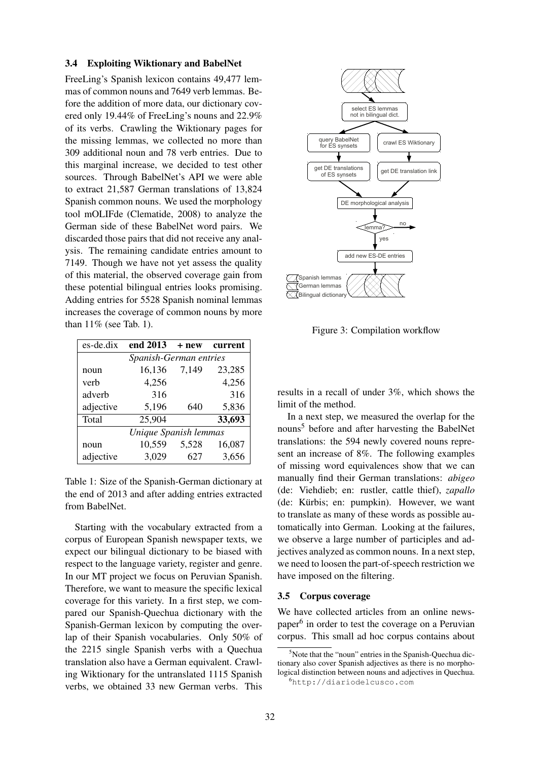### 3.4 Exploiting Wiktionary and BabelNet

FreeLing's Spanish lexicon contains 49,477 lemmas of common nouns and 7649 verb lemmas. Before the addition of more data, our dictionary covered only 19.44% of FreeLing's nouns and 22.9% of its verbs. Crawling the Wiktionary pages for the missing lemmas, we collected no more than 309 additional noun and 78 verb entries. Due to this marginal increase, we decided to test other sources. Through BabelNet's API we were able to extract 21,587 German translations of 13,824 Spanish common nouns. We used the morphology tool mOLIFde (Clematide, 2008) to analyze the German side of these BabelNet word pairs. We discarded those pairs that did not receive any analysis. The remaining candidate entries amount to 7149. Though we have not yet assess the quality of this material, the observed coverage gain from these potential bilingual entries looks promising. Adding entries for 5528 Spanish nominal lemmas increases the coverage of common nouns by more than 11% (see Tab. 1).

| es-de.dix | **end 2013** | **+ new** | **current** |
|---|---|---|---|
| | *Spanish-German entries* | | |
| noun | 16,136 | 7,149 | 23,285 |
| verb | 4,256 | | 4,256 |
| adverb | 316 | | 316 |
| adjective | 5,196 | 640 | 5,836 |
| Total | 25,904 | | **33,693** |
| | *Unique Spanish lemmas* | | |
| noun | 10,559 | 5,528 | 16,087 |
| adjective | 3,029 | 627 | 3,656 |

Table 1: Size of the Spanish-German dictionary at the end of 2013 and after adding entries extracted from BabelNet.

Starting with the vocabulary extracted from a corpus of European Spanish newspaper texts, we expect our bilingual dictionary to be biased with respect to the language variety, register and genre. In our MT project we focus on Peruvian Spanish. Therefore, we want to measure the specific lexical coverage for this variety. In a first step, we compared our Spanish-Quechua dictionary with the Spanish-German lexicon by computing the overlap of their Spanish vocabularies. Only 50% of the 2215 single Spanish verbs with a Quechua translation also have a German equivalent. Crawling Wiktionary for the untranslated 1115 Spanish verbs, we obtained 33 new German verbs. This results in a recall of under 3%, which shows the limit of the method.

Figure 3: Compilation workflow

In a next step, we measured the overlap for the nouns[5] before and after harvesting the BabelNet translations: the 594 newly covered nouns represent an increase of 8%. The following examples of missing word equivalences show that we can manually find their German translations: *abigeo* (de: Viehdieb; en: rustler, cattle thief), *zapallo* (de: Kürbis; en: pumpkin). However, we want to translate as many of these words as possible automatically into German. Looking at the failures, we observe a large number of participles and adjectives analyzed as common nouns. In a next step, we need to loosen the part-of-speech restriction we have imposed on the filtering.

### 3.5 Corpus coverage

We have collected articles from an online newspaper[6] in order to test the coverage on a Peruvian corpus. This small ad hoc corpus contains about

[5]Note that the "noun" entries in the Spanish-Quechua dictionary also cover Spanish adjectives as there is no morphological distinction between nouns and adjectives in Quechua.

[6]http://diariodelcusco.com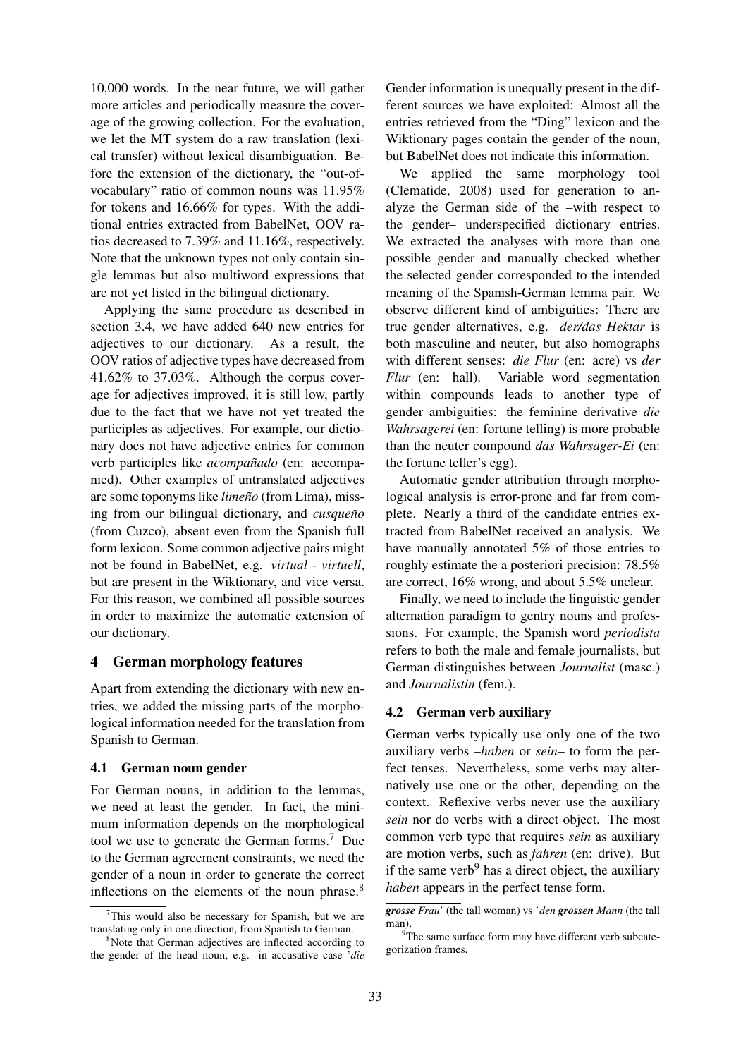10,000 words. In the near future, we will gather more articles and periodically measure the coverage of the growing collection. For the evaluation, we let the MT system do a raw translation (lexical transfer) without lexical disambiguation. Before the extension of the dictionary, the "out-of-vocabulary" ratio of common nouns was 11.95% for tokens and 16.66% for types. With the additional entries extracted from BabelNet, OOV ratios decreased to 7.39% and 11.16%, respectively. Note that the unknown types not only contain single lemmas but also multiword expressions that are not yet listed in the bilingual dictionary.

Applying the same procedure as described in section 3.4, we have added 640 new entries for adjectives to our dictionary. As a result, the OOV ratios of adjective types have decreased from 41.62% to 37.03%. Although the corpus coverage for adjectives improved, it is still low, partly due to the fact that we have not yet treated the participles as adjectives. For example, our dictionary does not have adjective entries for common verb participles like *acompañado* (en: accompanied). Other examples of untranslated adjectives are some toponyms like *limeño* (from Lima), missing from our bilingual dictionary, and *cusqueño* (from Cuzco), absent even from the Spanish full form lexicon. Some common adjective pairs might not be found in BabelNet, e.g. *virtual - virtuell*, but are present in the Wiktionary, and vice versa. For this reason, we combined all possible sources in order to maximize the automatic extension of our dictionary.

## 4 German morphology features

Apart from extending the dictionary with new entries, we added the missing parts of the morphological information needed for the translation from Spanish to German.

### 4.1 German noun gender

For German nouns, in addition to the lemmas, we need at least the gender. In fact, the minimum information depends on the morphological tool we use to generate the German forms.[7] Due to the German agreement constraints, we need the gender of a noun in order to generate the correct inflections on the elements of the noun phrase.[8]

Gender information is unequally present in the different sources we have exploited: Almost all the entries retrieved from the "Ding" lexicon and the Wiktionary pages contain the gender of the noun, but BabelNet does not indicate this information.

We applied the same morphology tool (Clematide, 2008) used for generation to analyze the German side of the –with respect to the gender– underspecified dictionary entries. We extracted the analyses with more than one possible gender and manually checked whether the selected gender corresponded to the intended meaning of the Spanish-German lemma pair. We observe different kind of ambiguities: There are true gender alternatives, e.g. *der/das Hektar* is both masculine and neuter, but also homographs with different senses: *die Flur* (en: acre) vs *der Flur* (en: hall). Variable word segmentation within compounds leads to another type of gender ambiguities: the feminine derivative *die Wahrsagerei* (en: fortune telling) is more probable than the neuter compound *das Wahrsager-Ei* (en: the fortune teller's egg).

Automatic gender attribution through morphological analysis is error-prone and far from complete. Nearly a third of the candidate entries extracted from BabelNet received an analysis. We have manually annotated 5% of those entries to roughly estimate the a posteriori precision: 78.5% are correct, 16% wrong, and about 5.5% unclear.

Finally, we need to include the linguistic gender alternation paradigm to gentry nouns and professions. For example, the Spanish word *periodista* refers to both the male and female journalists, but German distinguishes between *Journalist* (masc.) and *Journalistin* (fem.).

### 4.2 German verb auxiliary

German verbs typically use only one of the two auxiliary verbs –*haben* or *sein*– to form the perfect tenses. Nevertheless, some verbs may alternatively use one or the other, depending on the context. Reflexive verbs never use the auxiliary *sein* nor do verbs with a direct object. The most common verb type that requires *sein* as auxiliary are motion verbs, such as *fahren* (en: drive). But if the same verb[9] has a direct object, the auxiliary *haben* appears in the perfect tense form.

---

[7] This would also be necessary for Spanish, but we are translating only in one direction, from Spanish to German.

[8] Note that German adjectives are inflected according to the gender of the head noun, e.g. in accusative case '*die **grosse** Frau*' (the tall woman) vs '*den **grossen** Mann* (the tall man).

[9] The same surface form may have different verb subcategorization frames.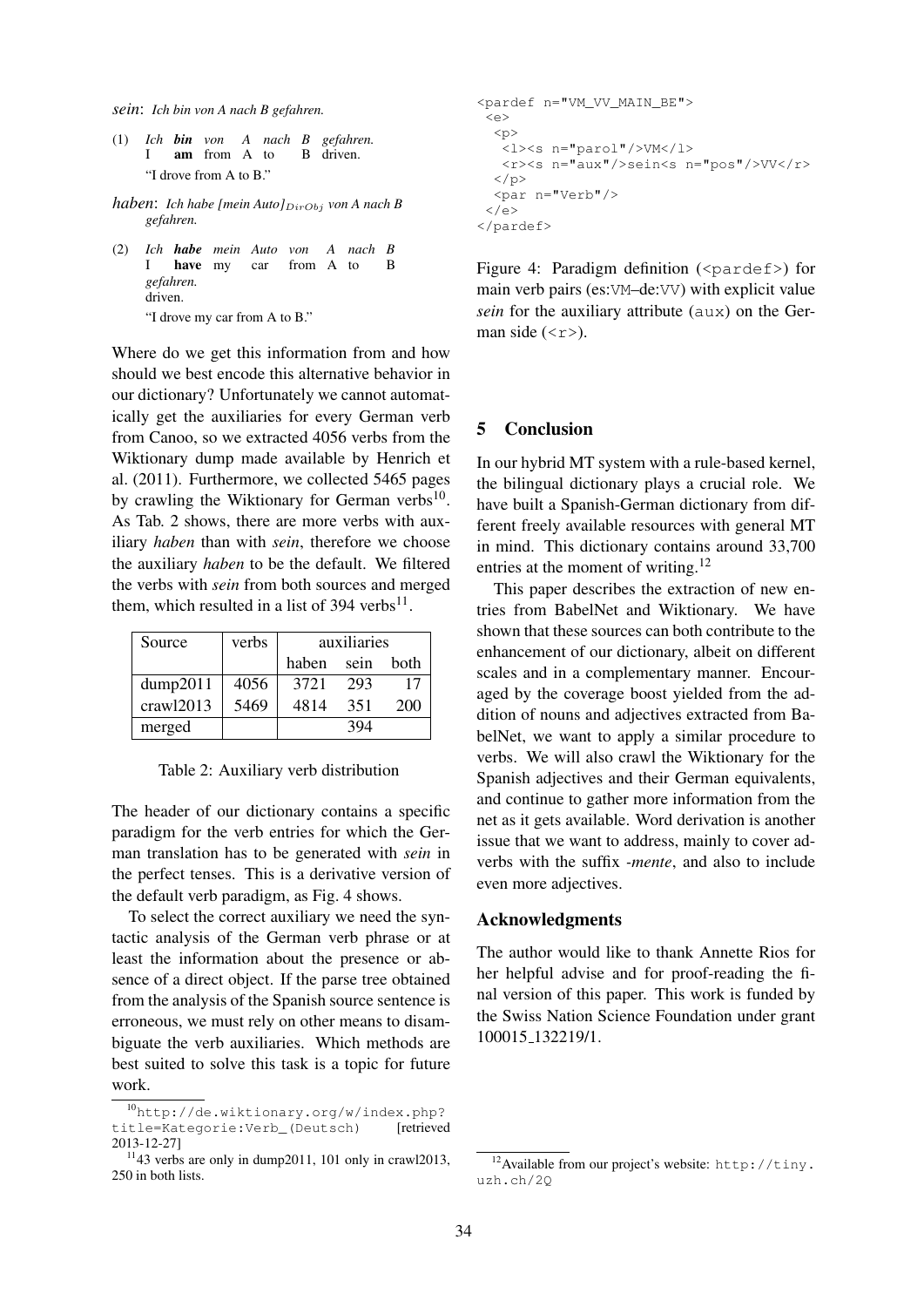*sein*: *Ich bin von A nach B gefahren.*

(1) *Ich* ***bin*** *von A nach B gefahren.*
I **am** from A to B driven.
"I drove from A to B."

*haben*: *Ich habe [mein Auto]$_{DirObj}$ von A nach B gefahren.*

(2) *Ich* ***habe*** *mein Auto von A nach B gefahren.*
I **have** my car from A to B driven.
"I drove my car from A to B."

Where do we get this information from and how should we best encode this alternative behavior in our dictionary? Unfortunately we cannot automatically get the auxiliaries for every German verb from Canoo, so we extracted 4056 verbs from the Wiktionary dump made available by Henrich et al. (2011). Furthermore, we collected 5465 pages by crawling the Wiktionary for German verbs[10]. As Tab. 2 shows, there are more verbs with auxiliary *haben* than with *sein*, therefore we choose the auxiliary *haben* to be the default. We filtered the verbs with *sein* from both sources and merged them, which resulted in a list of 394 verbs[11].

| Source | verbs | auxiliaries | | |
|---|---|---|---|---|
| | | haben | sein | both |
| dump2011 | 4056 | 3721 | 293 | 17 |
| crawl2013 | 5469 | 4814 | 351 | 200 |
| merged | | 394 | | |

Table 2: Auxiliary verb distribution

The header of our dictionary contains a specific paradigm for the verb entries for which the German translation has to be generated with *sein* in the perfect tenses. This is a derivative version of the default verb paradigm, as Fig. 4 shows.

To select the correct auxiliary we need the syntactic analysis of the German verb phrase or at least the information about the presence or absence of a direct object. If the parse tree obtained from the analysis of the Spanish source sentence is erroneous, we must rely on other means to disambiguate the verb auxiliaries. Which methods are best suited to solve this task is a topic for future work.

[10] http://de.wiktionary.org/w/index.php?title=Kategorie:Verb_(Deutsch) [retrieved 2013-12-27]

[11] 43 verbs are only in dump2011, 101 only in crawl2013, 250 in both lists.

```
<pardef n="VM_VV_MAIN_BE">
 <e>
  <p>
   <l><s n="parol"/>VM</l>
   <r><s n="aux"/>sein<s n="pos"/>VV</r>
  </p>
  <par n="Verb"/>
 </e>
</pardef>
```

Figure 4: Paradigm definition (`<pardef>`) for main verb pairs (es:VM–de:VV) with explicit value *sein* for the auxiliary attribute (`aux`) on the German side (`<r>`).

## 5 Conclusion

In our hybrid MT system with a rule-based kernel, the bilingual dictionary plays a crucial role. We have built a Spanish-German dictionary from different freely available resources with general MT in mind. This dictionary contains around 33,700 entries at the moment of writing.[12]

This paper describes the extraction of new entries from BabelNet and Wiktionary. We have shown that these sources can both contribute to the enhancement of our dictionary, albeit on different scales and in a complementary manner. Encouraged by the coverage boost yielded from the addition of nouns and adjectives extracted from BabelNet, we want to apply a similar procedure to verbs. We will also crawl the Wiktionary for the Spanish adjectives and their German equivalents, and continue to gather more information from the net as it gets available. Word derivation is another issue that we want to address, mainly to cover adverbs with the suffix *-mente*, and also to include even more adjectives.

### Acknowledgments

The author would like to thank Annette Rios for her helpful advise and for proof-reading the final version of this paper. This work is funded by the Swiss Nation Science Foundation under grant 100015_132219/1.

[12] Available from our project's website: http://tiny.uzh.ch/2Q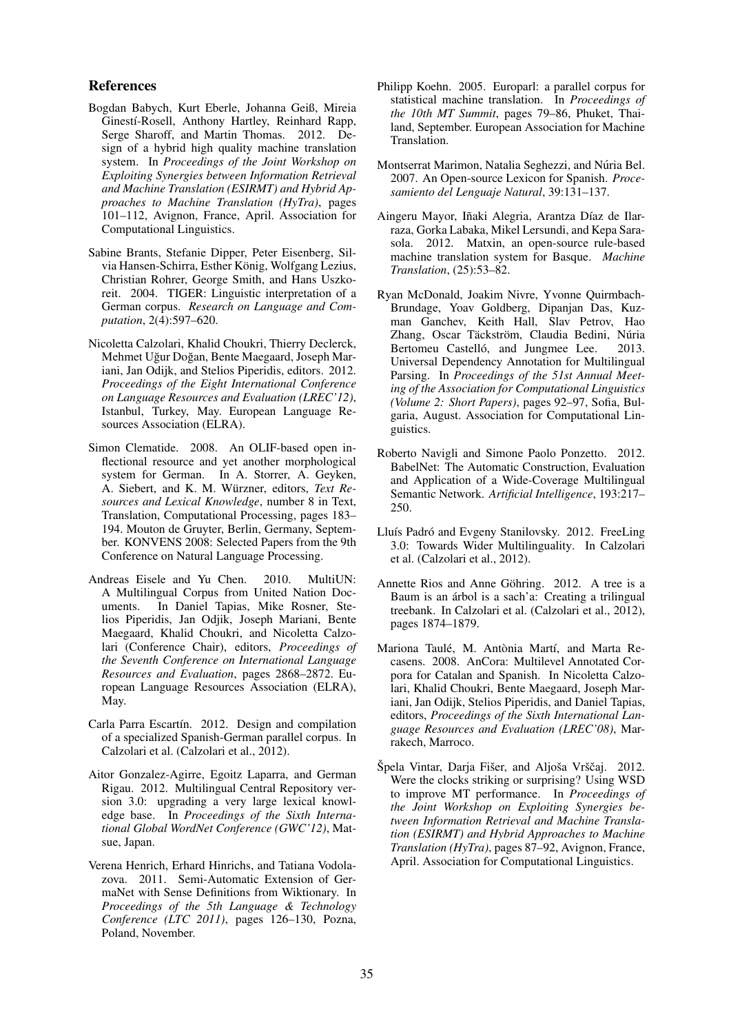## References

Bogdan Babych, Kurt Eberle, Johanna Geiß, Mireia Ginestí-Rosell, Anthony Hartley, Reinhard Rapp, Serge Sharoff, and Martin Thomas. 2012. Design of a hybrid high quality machine translation system. In *Proceedings of the Joint Workshop on Exploiting Synergies between Information Retrieval and Machine Translation (ESIRMT) and Hybrid Approaches to Machine Translation (HyTra)*, pages 101–112, Avignon, France, April. Association for Computational Linguistics.

Sabine Brants, Stefanie Dipper, Peter Eisenberg, Silvia Hansen-Schirra, Esther König, Wolfgang Lezius, Christian Rohrer, George Smith, and Hans Uszkoreit. 2004. TIGER: Linguistic interpretation of a German corpus. *Research on Language and Computation*, 2(4):597–620.

Nicoletta Calzolari, Khalid Choukri, Thierry Declerck, Mehmet Uğur Doğan, Bente Maegaard, Joseph Mariani, Jan Odijk, and Stelios Piperidis, editors. 2012. *Proceedings of the Eight International Conference on Language Resources and Evaluation (LREC'12)*, Istanbul, Turkey, May. European Language Resources Association (ELRA).

Simon Clematide. 2008. An OLIF-based open inflectional resource and yet another morphological system for German. In A. Storrer, A. Geyken, A. Siebert, and K. M. Würzner, editors, *Text Resources and Lexical Knowledge*, number 8 in Text, Translation, Computational Processing, pages 183–194. Mouton de Gruyter, Berlin, Germany, September. KONVENS 2008: Selected Papers from the 9th Conference on Natural Language Processing.

Andreas Eisele and Yu Chen. 2010. MultiUN: A Multilingual Corpus from United Nation Documents. In Daniel Tapias, Mike Rosner, Stelios Piperidis, Jan Odjik, Joseph Mariani, Bente Maegaard, Khalid Choukri, and Nicoletta Calzolari (Conference Chair), editors, *Proceedings of the Seventh Conference on International Language Resources and Evaluation*, pages 2868–2872. European Language Resources Association (ELRA), May.

Carla Parra Escartín. 2012. Design and compilation of a specialized Spanish-German parallel corpus. In Calzolari et al. (Calzolari et al., 2012).

Aitor Gonzalez-Agirre, Egoitz Laparra, and German Rigau. 2012. Multilingual Central Repository version 3.0: upgrading a very large lexical knowledge base. In *Proceedings of the Sixth International Global WordNet Conference (GWC'12)*, Matsue, Japan.

Verena Henrich, Erhard Hinrichs, and Tatiana Vodolazova. 2011. Semi-Automatic Extension of GermaNet with Sense Definitions from Wiktionary. In *Proceedings of the 5th Language & Technology Conference (LTC 2011)*, pages 126–130, Pozna, Poland, November.

Philipp Koehn. 2005. Europarl: a parallel corpus for statistical machine translation. In *Proceedings of the 10th MT Summit*, pages 79–86, Phuket, Thailand, September. European Association for Machine Translation.

Montserrat Marimon, Natalia Seghezzi, and Núria Bel. 2007. An Open-source Lexicon for Spanish. *Procesamiento del Lenguaje Natural*, 39:131–137.

Aingeru Mayor, Iñaki Alegria, Arantza Díaz de Ilarraza, Gorka Labaka, Mikel Lersundi, and Kepa Sarasola. 2012. Matxin, an open-source rule-based machine translation system for Basque. *Machine Translation*, (25):53–82.

Ryan McDonald, Joakim Nivre, Yvonne Quirmbach-Brundage, Yoav Goldberg, Dipanjan Das, Kuzman Ganchev, Keith Hall, Slav Petrov, Hao Zhang, Oscar Täckström, Claudia Bedini, Núria Bertomeu Castelló, and Jungmee Lee. 2013. Universal Dependency Annotation for Multilingual Parsing. In *Proceedings of the 51st Annual Meeting of the Association for Computational Linguistics (Volume 2: Short Papers)*, pages 92–97, Sofia, Bulgaria, August. Association for Computational Linguistics.

Roberto Navigli and Simone Paolo Ponzetto. 2012. BabelNet: The Automatic Construction, Evaluation and Application of a Wide-Coverage Multilingual Semantic Network. *Artificial Intelligence*, 193:217–250.

Lluís Padró and Evgeny Stanilovsky. 2012. FreeLing 3.0: Towards Wider Multilinguality. In Calzolari et al. (Calzolari et al., 2012).

Annette Rios and Anne Göhring. 2012. A tree is a Baum is an árbol is a sach'a: Creating a trilingual treebank. In Calzolari et al. (Calzolari et al., 2012), pages 1874–1879.

Mariona Taulé, M. Antònia Martí, and Marta Recasens. 2008. AnCora: Multilevel Annotated Corpora for Catalan and Spanish. In Nicoletta Calzolari, Khalid Choukri, Bente Maegaard, Joseph Mariani, Jan Odijk, Stelios Piperidis, and Daniel Tapias, editors, *Proceedings of the Sixth International Language Resources and Evaluation (LREC'08)*, Marrakech, Marroco.

Špela Vintar, Darja Fišer, and Aljoša Vrščaj. 2012. Were the clocks striking or surprising? Using WSD to improve MT performance. In *Proceedings of the Joint Workshop on Exploiting Synergies between Information Retrieval and Machine Translation (ESIRMT) and Hybrid Approaches to Machine Translation (HyTra)*, pages 87–92, Avignon, France, April. Association for Computational Linguistics.